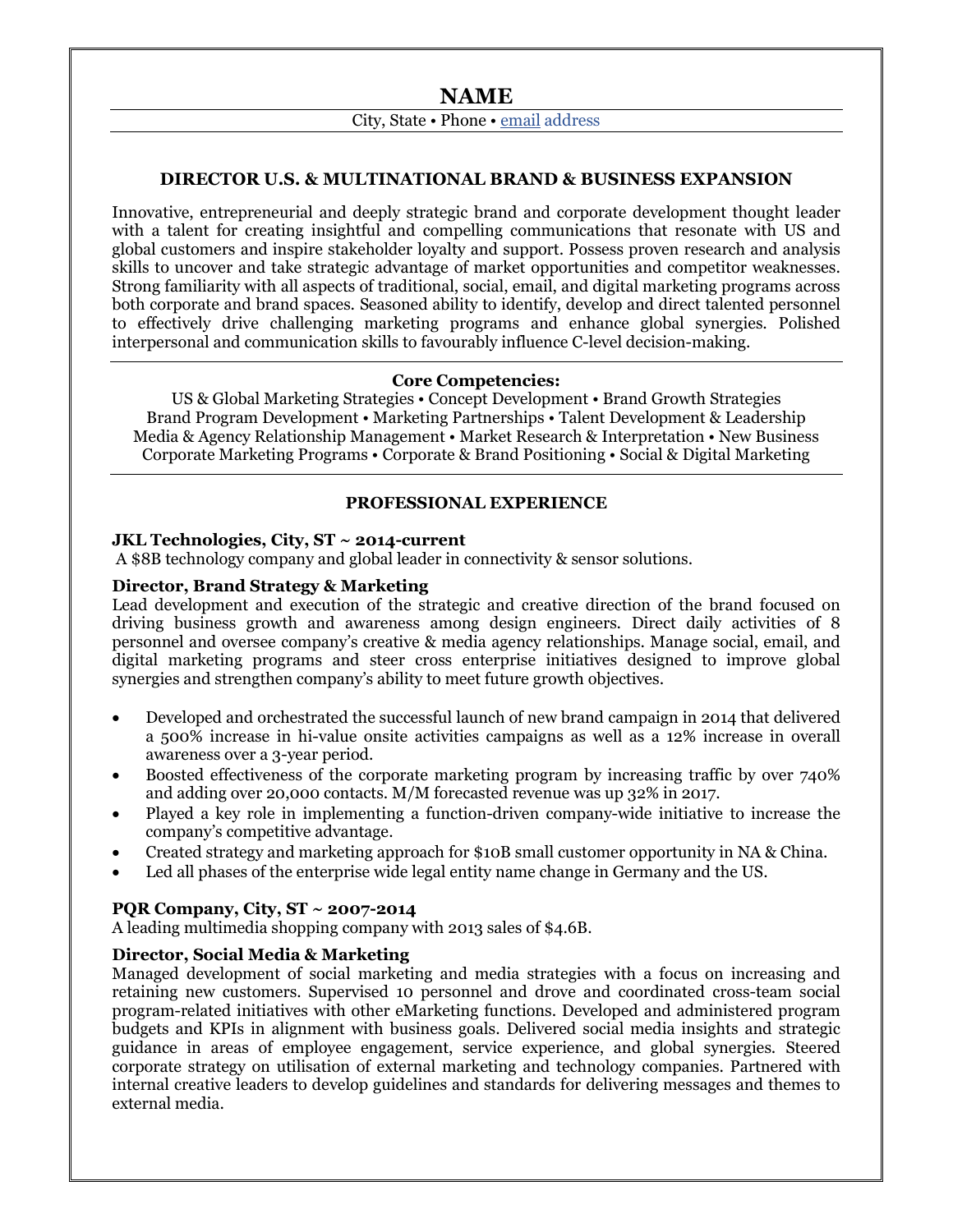# NAME

City, State • Phone • email address

## DIRECTOR U.S. & MULTINATIONAL BRAND & BUSINESS EXPANSION

Innovative, entrepreneurial and deeply strategic brand and corporate development thought leader with a talent for creating insightful and compelling communications that resonate with US and global customers and inspire stakeholder loyalty and support. Possess proven research and analysis skills to uncover and take strategic advantage of market opportunities and competitor weaknesses. Strong familiarity with all aspects of traditional, social, email, and digital marketing programs across both corporate and brand spaces. Seasoned ability to identify, develop and direct talented personnel to effectively drive challenging marketing programs and enhance global synergies. Polished interpersonal and communication skills to favourably influence C-level decision-making.

**Core Competencies:**

US & Global Marketing Strategies • Concept Development • Brand Growth Strategies
Brand Program Development • Marketing Partnerships • Talent Development & Leadership
Media & Agency Relationship Management • Market Research & Interpretation • New Business
Corporate Marketing Programs • Corporate & Brand Positioning • Social & Digital Marketing

## PROFESSIONAL EXPERIENCE

**JKL Technologies, City, ST ~ 2014-current**

A $8B technology company and global leader in connectivity & sensor solutions.

**Director, Brand Strategy & Marketing**

Lead development and execution of the strategic and creative direction of the brand focused on driving business growth and awareness among design engineers. Direct daily activities of 8 personnel and oversee company's creative & media agency relationships. Manage social, email, and digital marketing programs and steer cross enterprise initiatives designed to improve global synergies and strengthen company's ability to meet future growth objectives.

- Developed and orchestrated the successful launch of new brand campaign in 2014 that delivered a 500% increase in hi-value onsite activities campaigns as well as a 12% increase in overall awareness over a 3-year period.
- Boosted effectiveness of the corporate marketing program by increasing traffic by over 740% and adding over 20,000 contacts. M/M forecasted revenue was up 32% in 2017.
- Played a key role in implementing a function-driven company-wide initiative to increase the company's competitive advantage.
- Created strategy and marketing approach for $10B small customer opportunity in NA & China.
- Led all phases of the enterprise wide legal entity name change in Germany and the US.

**PQR Company, City, ST ~ 2007-2014**

A leading multimedia shopping company with 2013 sales of $4.6B.

**Director, Social Media & Marketing**

Managed development of social marketing and media strategies with a focus on increasing and retaining new customers. Supervised 10 personnel and drove and coordinated cross-team social program-related initiatives with other eMarketing functions. Developed and administered program budgets and KPIs in alignment with business goals. Delivered social media insights and strategic guidance in areas of employee engagement, service experience, and global synergies. Steered corporate strategy on utilisation of external marketing and technology companies. Partnered with internal creative leaders to develop guidelines and standards for delivering messages and themes to external media.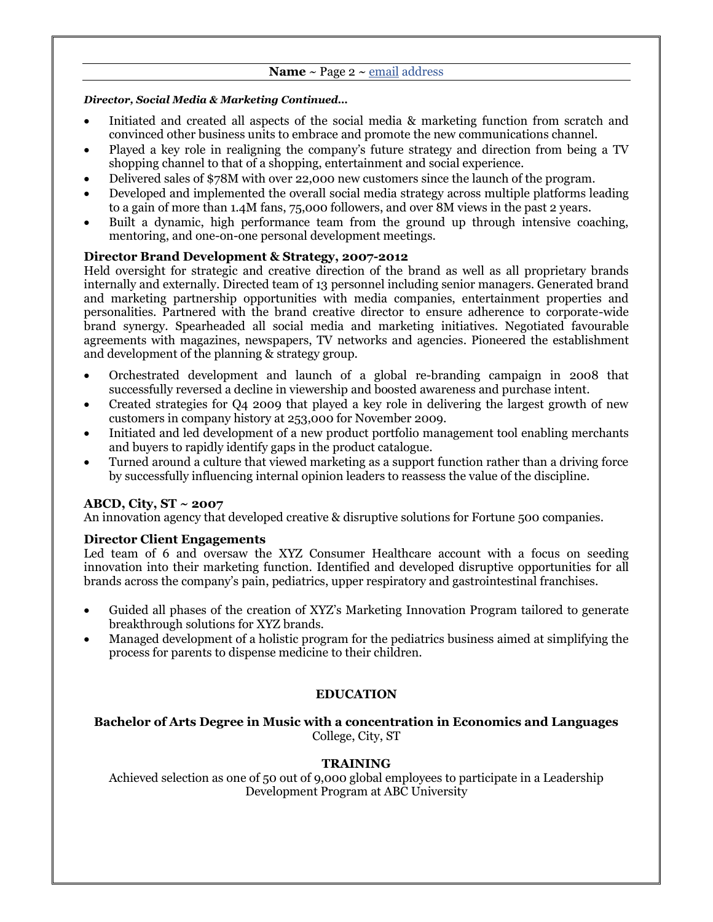***Director, Social Media & Marketing Continued…***

- Initiated and created all aspects of the social media & marketing function from scratch and convinced other business units to embrace and promote the new communications channel.
- Played a key role in realigning the company's future strategy and direction from being a TV shopping channel to that of a shopping, entertainment and social experience.
- Delivered sales of $78M with over 22,000 new customers since the launch of the program.
- Developed and implemented the overall social media strategy across multiple platforms leading to a gain of more than 1.4M fans, 75,000 followers, and over 8M views in the past 2 years.
- Built a dynamic, high performance team from the ground up through intensive coaching, mentoring, and one-on-one personal development meetings.

**Director Brand Development & Strategy, 2007-2012**

Held oversight for strategic and creative direction of the brand as well as all proprietary brands internally and externally. Directed team of 13 personnel including senior managers. Generated brand and marketing partnership opportunities with media companies, entertainment properties and personalities. Partnered with the brand creative director to ensure adherence to corporate-wide brand synergy. Spearheaded all social media and marketing initiatives. Negotiated favourable agreements with magazines, newspapers, TV networks and agencies. Pioneered the establishment and development of the planning & strategy group.

- Orchestrated development and launch of a global re-branding campaign in 2008 that successfully reversed a decline in viewership and boosted awareness and purchase intent.
- Created strategies for Q4 2009 that played a key role in delivering the largest growth of new customers in company history at 253,000 for November 2009.
- Initiated and led development of a new product portfolio management tool enabling merchants and buyers to rapidly identify gaps in the product catalogue.
- Turned around a culture that viewed marketing as a support function rather than a driving force by successfully influencing internal opinion leaders to reassess the value of the discipline.

**ABCD, City, ST ~ 2007**

An innovation agency that developed creative & disruptive solutions for Fortune 500 companies.

**Director Client Engagements**

Led team of 6 and oversaw the XYZ Consumer Healthcare account with a focus on seeding innovation into their marketing function. Identified and developed disruptive opportunities for all brands across the company's pain, pediatrics, upper respiratory and gastrointestinal franchises.

- Guided all phases of the creation of XYZ's Marketing Innovation Program tailored to generate breakthrough solutions for XYZ brands.
- Managed development of a holistic program for the pediatrics business aimed at simplifying the process for parents to dispense medicine to their children.

## EDUCATION

**Bachelor of Arts Degree in Music with a concentration in Economics and Languages**
College, City, ST

## TRAINING

Achieved selection as one of 50 out of 9,000 global employees to participate in a Leadership Development Program at ABC University